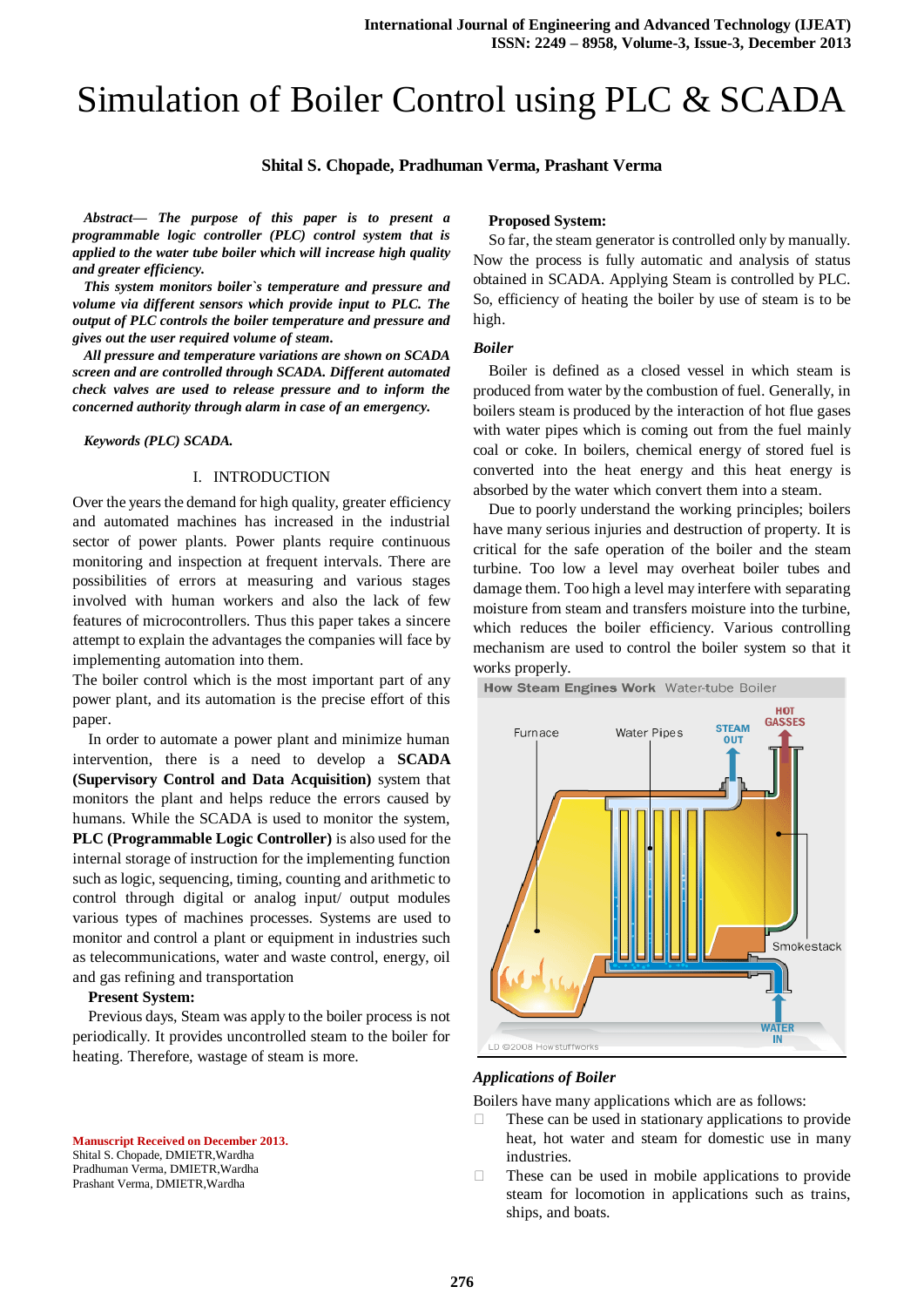# Simulation of Boiler Control using PLC & SCADA

**Shital S. Chopade, Pradhuman Verma, Prashant Verma**

***Abstract*— *The purpose of this paper is to present a programmable logic controller (PLC) control system that is applied to the water tube boiler which will increase high quality and greater efficiency.***

***This system monitors boiler`s temperature and pressure and volume via different sensors which provide input to PLC. The output of PLC controls the boiler temperature and pressure and gives out the user required volume of steam.***

***All pressure and temperature variations are shown on SCADA screen and are controlled through SCADA. Different automated check valves are used to release pressure and to inform the concerned authority through alarm in case of an emergency.***

***Keywords (PLC) SCADA.***

## I. INTRODUCTION

Over the years the demand for high quality, greater efficiency and automated machines has increased in the industrial sector of power plants. Power plants require continuous monitoring and inspection at frequent intervals. There are possibilities of errors at measuring and various stages involved with human workers and also the lack of few features of microcontrollers. Thus this paper takes a sincere attempt to explain the advantages the companies will face by implementing automation into them.

The boiler control which is the most important part of any power plant, and its automation is the precise effort of this paper.

In order to automate a power plant and minimize human intervention, there is a need to develop a **SCADA (Supervisory Control and Data Acquisition)** system that monitors the plant and helps reduce the errors caused by humans. While the SCADA is used to monitor the system, **PLC (Programmable Logic Controller)** is also used for the internal storage of instruction for the implementing function such as logic, sequencing, timing, counting and arithmetic to control through digital or analog input/ output modules various types of machines processes. Systems are used to monitor and control a plant or equipment in industries such as telecommunications, water and waste control, energy, oil and gas refining and transportation

**Present System:**

Previous days, Steam was apply to the boiler process is not periodically. It provides uncontrolled steam to the boiler for heating. Therefore, wastage of steam is more.

**Proposed System:**

So far, the steam generator is controlled only by manually. Now the process is fully automatic and analysis of status obtained in SCADA. Applying Steam is controlled by PLC. So, efficiency of heating the boiler by use of steam is to be high.

***Boiler***

Boiler is defined as a closed vessel in which steam is produced from water by the combustion of fuel. Generally, in boilers steam is produced by the interaction of hot flue gases with water pipes which is coming out from the fuel mainly coal or coke. In boilers, chemical energy of stored fuel is converted into the heat energy and this heat energy is absorbed by the water which convert them into a steam.

Due to poorly understand the working principles; boilers have many serious injuries and destruction of property. It is critical for the safe operation of the boiler and the steam turbine. Too low a level may overheat boiler tubes and damage them. Too high a level may interfere with separating moisture from steam and transfers moisture into the turbine, which reduces the boiler efficiency. Various controlling mechanism are used to control the boiler system so that it works properly.

***Applications of Boiler***

Boilers have many applications which are as follows:

- These can be used in stationary applications to provide heat, hot water and steam for domestic use in many industries.
- These can be used in mobile applications to provide steam for locomotion in applications such as trains, ships, and boats.

**Manuscript Received on December 2013.**
Shital S. Chopade, DMIETR,Wardha
Pradhuman Verma, DMIETR,Wardha
Prashant Verma, DMIETR,Wardha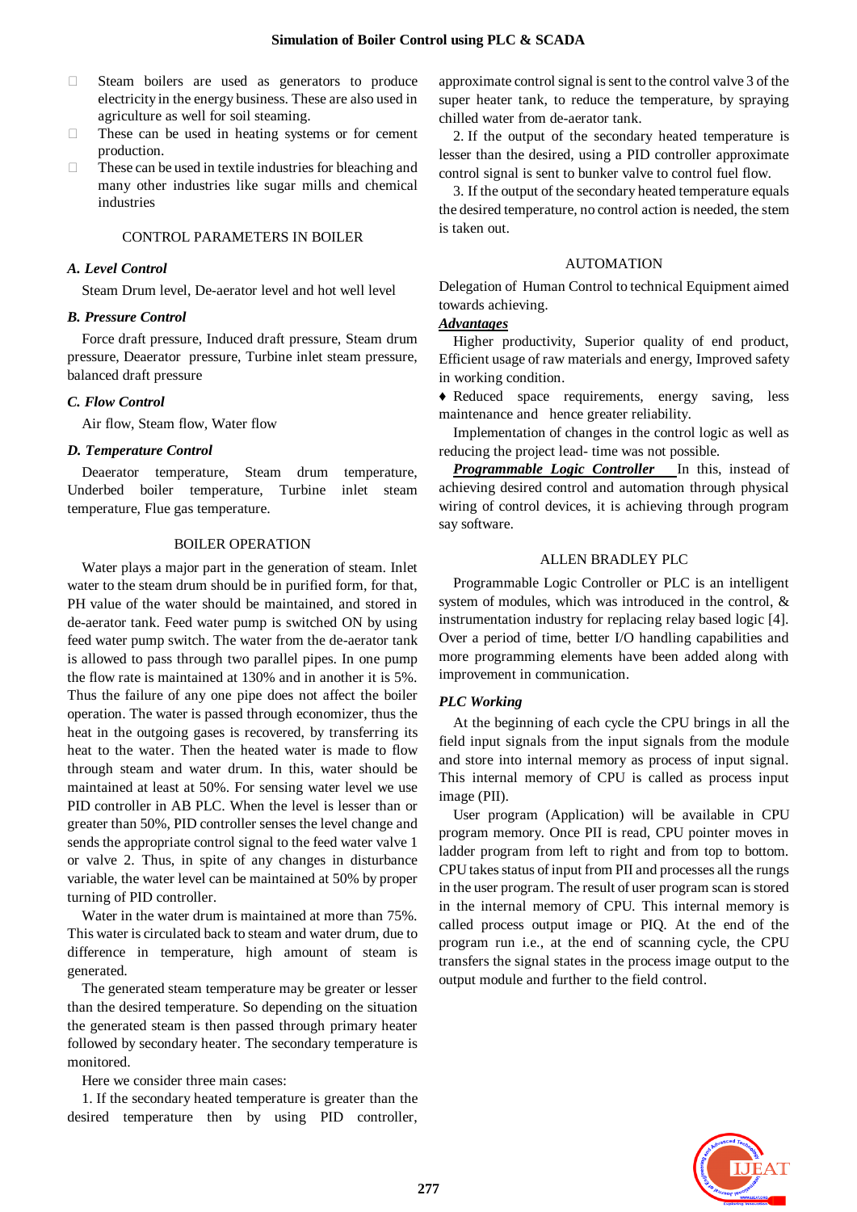- Steam boilers are used as generators to produce electricity in the energy business. These are also used in agriculture as well for soil steaming.
- These can be used in heating systems or for cement production.
- These can be used in textile industries for bleaching and many other industries like sugar mills and chemical industries

## CONTROL PARAMETERS IN BOILER

### *A. Level Control*

Steam Drum level, De-aerator level and hot well level

### *B. Pressure Control*

Force draft pressure, Induced draft pressure, Steam drum pressure, Deaerator pressure, Turbine inlet steam pressure, balanced draft pressure

### *C. Flow Control*

Air flow, Steam flow, Water flow

### *D. Temperature Control*

Deaerator temperature, Steam drum temperature, Underbed boiler temperature, Turbine inlet steam temperature, Flue gas temperature.

## BOILER OPERATION

Water plays a major part in the generation of steam. Inlet water to the steam drum should be in purified form, for that, PH value of the water should be maintained, and stored in de-aerator tank. Feed water pump is switched ON by using feed water pump switch. The water from the de-aerator tank is allowed to pass through two parallel pipes. In one pump the flow rate is maintained at 130% and in another it is 5%. Thus the failure of any one pipe does not affect the boiler operation. The water is passed through economizer, thus the heat in the outgoing gases is recovered, by transferring its heat to the water. Then the heated water is made to flow through steam and water drum. In this, water should be maintained at least at 50%. For sensing water level we use PID controller in AB PLC. When the level is lesser than or greater than 50%, PID controller senses the level change and sends the appropriate control signal to the feed water valve 1 or valve 2. Thus, in spite of any changes in disturbance variable, the water level can be maintained at 50% by proper turning of PID controller.

Water in the water drum is maintained at more than 75%. This water is circulated back to steam and water drum, due to difference in temperature, high amount of steam is generated.

The generated steam temperature may be greater or lesser than the desired temperature. So depending on the situation the generated steam is then passed through primary heater followed by secondary heater. The secondary temperature is monitored.

Here we consider three main cases:

1. If the secondary heated temperature is greater than the desired temperature then by using PID controller, approximate control signal is sent to the control valve 3 of the super heater tank, to reduce the temperature, by spraying chilled water from de-aerator tank.

2. If the output of the secondary heated temperature is lesser than the desired, using a PID controller approximate control signal is sent to bunker valve to control fuel flow.

3. If the output of the secondary heated temperature equals the desired temperature, no control action is needed, the stem is taken out.

## AUTOMATION

Delegation of Human Control to technical Equipment aimed towards achieving.

***Advantages***

Higher productivity, Superior quality of end product, Efficient usage of raw materials and energy, Improved safety in working condition.

♦ Reduced space requirements, energy saving, less maintenance and hence greater reliability.

Implementation of changes in the control logic as well as reducing the project lead- time was not possible.

***Programmable Logic Controller*** In this, instead of achieving desired control and automation through physical wiring of control devices, it is achieving through program say software.

## ALLEN BRADLEY PLC

Programmable Logic Controller or PLC is an intelligent system of modules, which was introduced in the control, & instrumentation industry for replacing relay based logic [4]. Over a period of time, better I/O handling capabilities and more programming elements have been added along with improvement in communication.

### *PLC Working*

At the beginning of each cycle the CPU brings in all the field input signals from the input signals from the module and store into internal memory as process of input signal. This internal memory of CPU is called as process input image (PII).

User program (Application) will be available in CPU program memory. Once PII is read, CPU pointer moves in ladder program from left to right and from top to bottom. CPU takes status of input from PII and processes all the rungs in the user program. The result of user program scan is stored in the internal memory of CPU. This internal memory is called process output image or PIQ. At the end of the program run i.e., at the end of scanning cycle, the CPU transfers the signal states in the process image output to the output module and further to the field control.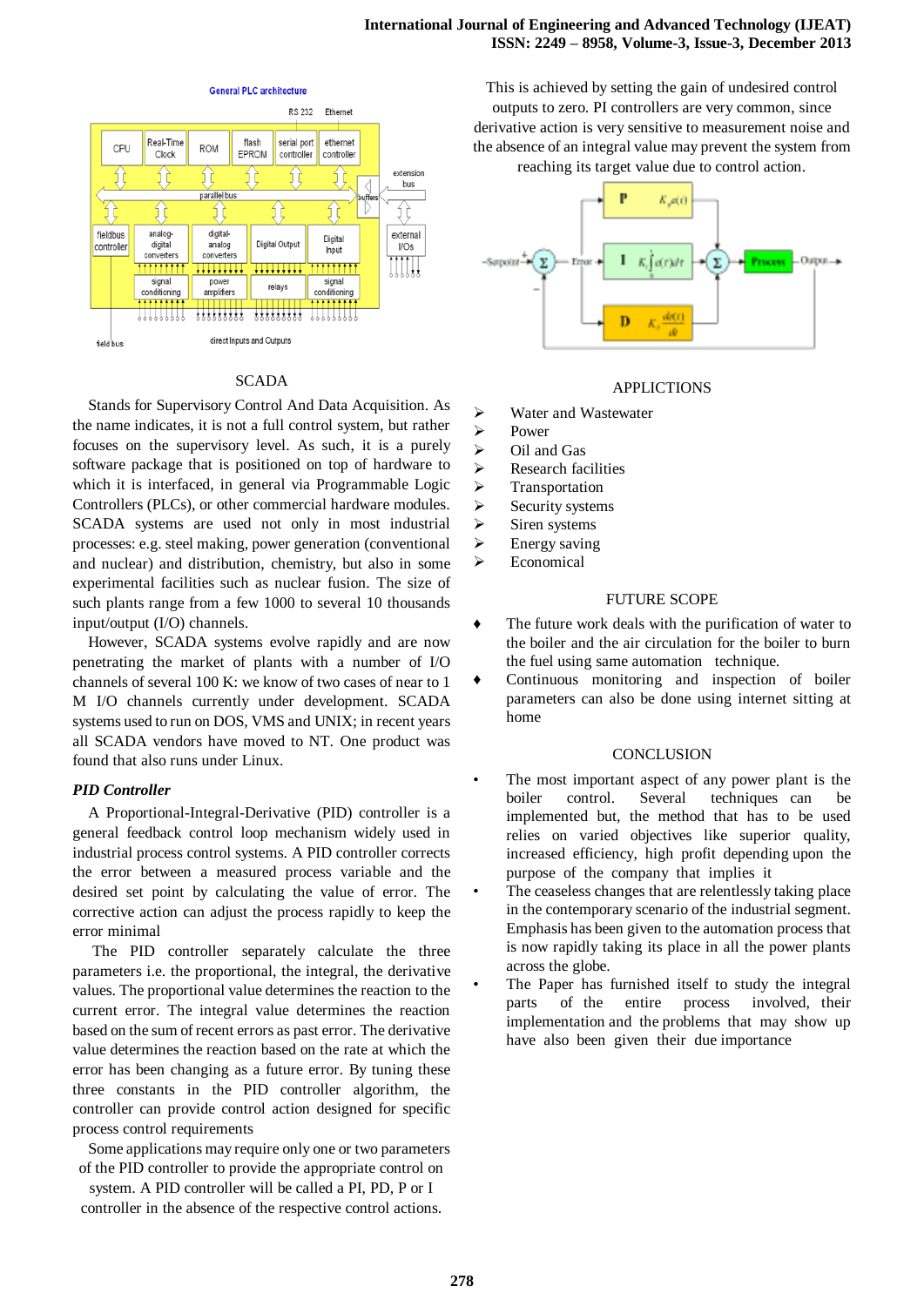General PLC architecture

## SCADA

Stands for Supervisory Control And Data Acquisition. As the name indicates, it is not a full control system, but rather focuses on the supervisory level. As such, it is a purely software package that is positioned on top of hardware to which it is interfaced, in general via Programmable Logic Controllers (PLCs), or other commercial hardware modules. SCADA systems are used not only in most industrial processes: e.g. steel making, power generation (conventional and nuclear) and distribution, chemistry, but also in some experimental facilities such as nuclear fusion. The size of such plants range from a few 1000 to several 10 thousands input/output (I/O) channels.

However, SCADA systems evolve rapidly and are now penetrating the market of plants with a number of I/O channels of several 100 K: we know of two cases of near to 1 M I/O channels currently under development. SCADA systems used to run on DOS, VMS and UNIX; in recent years all SCADA vendors have moved to NT. One product was found that also runs under Linux.

### *PID Controller*

A Proportional-Integral-Derivative (PID) controller is a general feedback control loop mechanism widely used in industrial process control systems. A PID controller corrects the error between a measured process variable and the desired set point by calculating the value of error. The corrective action can adjust the process rapidly to keep the error minimal

The PID controller separately calculate the three parameters i.e. the proportional, the integral, the derivative values. The proportional value determines the reaction to the current error. The integral value determines the reaction based on the sum of recent errors as past error. The derivative value determines the reaction based on the rate at which the error has been changing as a future error. By tuning these three constants in the PID controller algorithm, the controller can provide control action designed for specific process control requirements

Some applications may require only one or two parameters of the PID controller to provide the appropriate control on system. A PID controller will be called a PI, PD, P or I controller in the absence of the respective control actions. This is achieved by setting the gain of undesired control outputs to zero. PI controllers are very common, since derivative action is very sensitive to measurement noise and the absence of an integral value may prevent the system from reaching its target value due to control action.

## APPLICTIONS

- Water and Wastewater
- Power
- Oil and Gas
- Research facilities
- Transportation
- Security systems
- Siren systems
- Energy saving
- Economical

## FUTURE SCOPE

- The future work deals with the purification of water to the boiler and the air circulation for the boiler to burn the fuel using same automation technique.
- Continuous monitoring and inspection of boiler parameters can also be done using internet sitting at home

## CONCLUSION

- The most important aspect of any power plant is the boiler control. Several techniques can be implemented but, the method that has to be used relies on varied objectives like superior quality, increased efficiency, high profit depending upon the purpose of the company that implies it
- The ceaseless changes that are relentlessly taking place in the contemporary scenario of the industrial segment. Emphasis has been given to the automation process that is now rapidly taking its place in all the power plants across the globe.
- The Paper has furnished itself to study the integral parts of the entire process involved, their implementation and the problems that may show up have also been given their due importance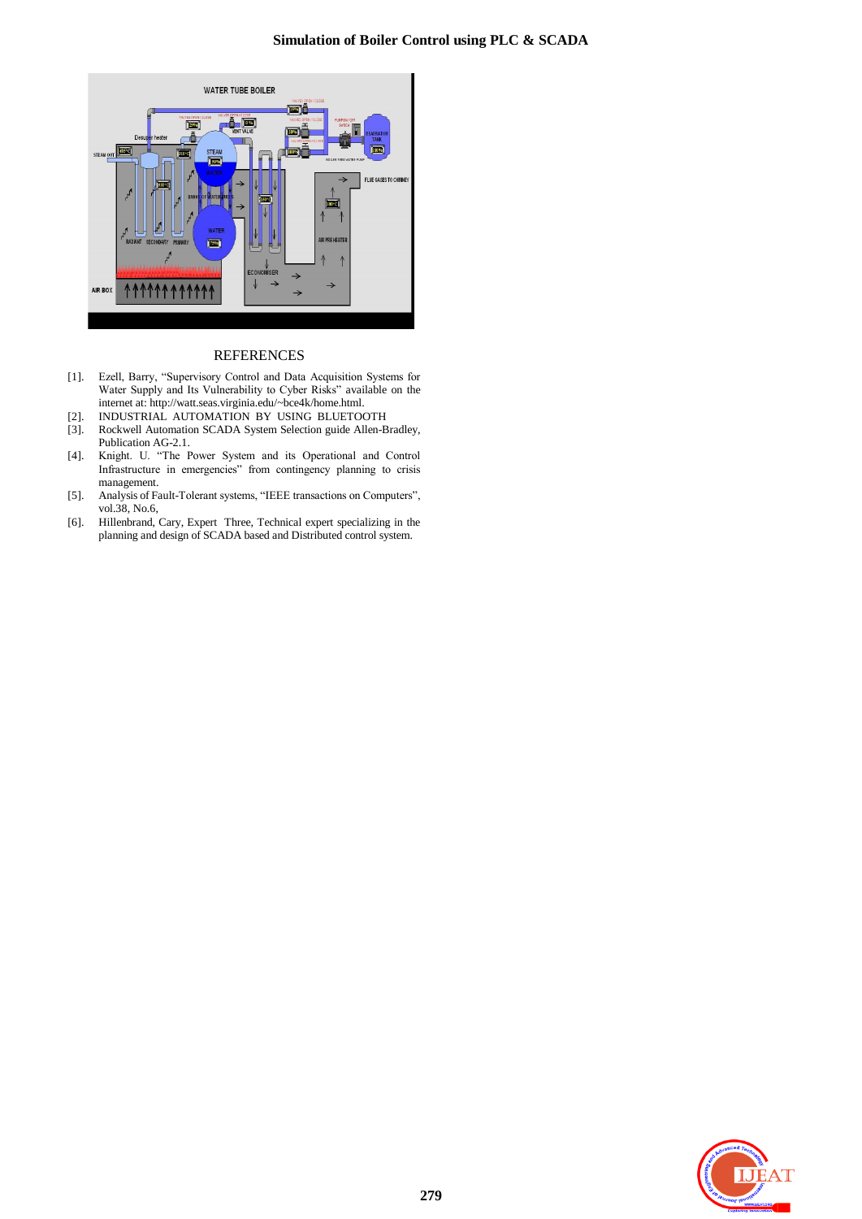WATER TUBE BOILER

VALVE OPEN / CLOSE

VENT VALVE

Desuper heater

STEAM OUT

STEAM

WATER

PUMP ON / OFF

DEAERATOR TANK

BOILER FEED WATER PUMP

FLUE GASES TO CHIMNEY

BANK OF WATER TUBES

WATER

AIR PRE HEATER

RADIANT SECONDARY PRIMARY

ECONOMISER

AIR BOX

## REFERENCES

[1]. Ezell, Barry, "Supervisory Control and Data Acquisition Systems for Water Supply and Its Vulnerability to Cyber Risks" available on the internet at: http://watt.seas.virginia.edu/~bce4k/home.html.

[2]. INDUSTRIAL AUTOMATION BY USING BLUETOOTH

[3]. Rockwell Automation SCADA System Selection guide Allen-Bradley, Publication AG-2.1.

[4]. Knight. U. "The Power System and its Operational and Control Infrastructure in emergencies" from contingency planning to crisis management.

[5]. Analysis of Fault-Tolerant systems, "IEEE transactions on Computers", vol.38, No.6,

[6]. Hillenbrand, Cary, Expert Three, Technical expert specializing in the planning and design of SCADA based and Distributed control system.